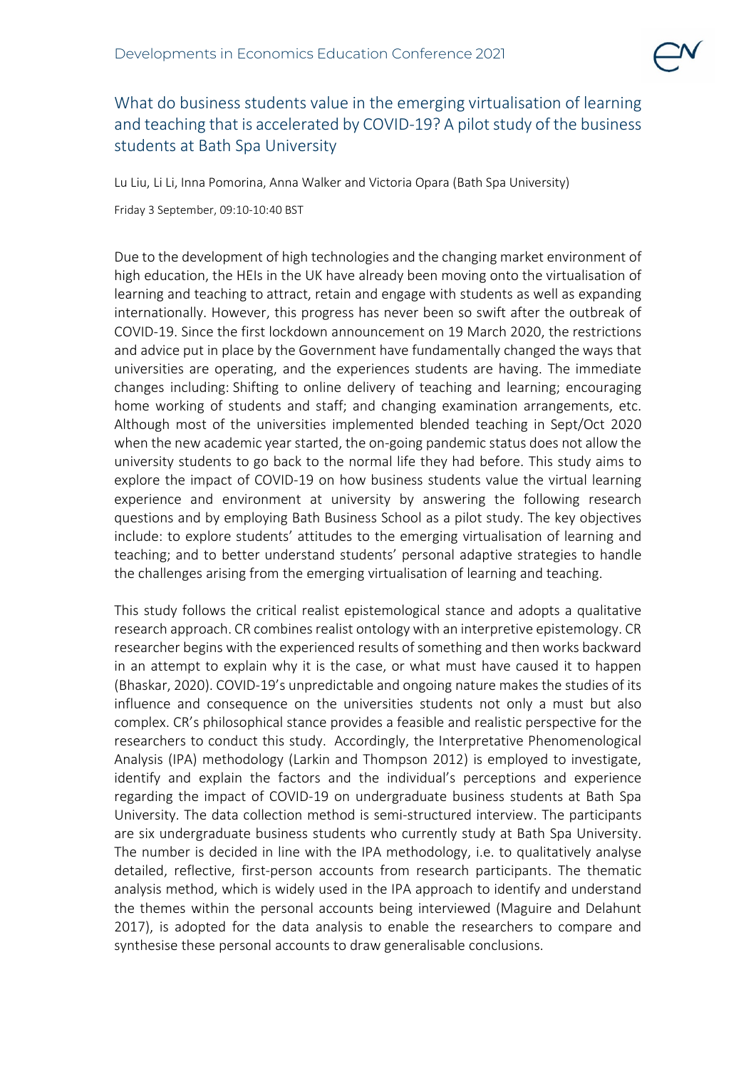# What do business students value in the emerging virtualisation of learning and teaching that is accelerated by COVID-19? A pilot study of the business students at Bath Spa University

Lu Liu, Li Li, Inna Pomorina, Anna Walker and Victoria Opara (Bath Spa University)

Friday 3 September, 09:10-10:40 BST

Due to the development of high technologies and the changing market environment of high education, the HEIs in the UK have already been moving onto the virtualisation of learning and teaching to attract, retain and engage with students as well as expanding internationally. However, this progress has never been so swift after the outbreak of COVID-19. Since the first lockdown announcement on 19 March 2020, the restrictions and advice put in place by the Government have fundamentally changed the ways that universities are operating, and the experiences students are having. The immediate changes including: Shifting to online delivery of teaching and learning; encouraging home working of students and staff; and changing examination arrangements, etc. Although most of the universities implemented blended teaching in Sept/Oct 2020 when the new academic year started, the on-going pandemic status does not allow the university students to go back to the normal life they had before. This study aims to explore the impact of COVID-19 on how business students value the virtual learning experience and environment at university by answering the following research questions and by employing Bath Business School as a pilot study. The key objectives include: to explore students' attitudes to the emerging virtualisation of learning and teaching; and to better understand students' personal adaptive strategies to handle the challenges arising from the emerging virtualisation of learning and teaching.

This study follows the critical realist epistemological stance and adopts a qualitative research approach. CR combines realist ontology with an interpretive epistemology. CR researcher begins with the experienced results of something and then works backward in an attempt to explain why it is the case, or what must have caused it to happen (Bhaskar, 2020). COVID-19's unpredictable and ongoing nature makes the studies of its influence and consequence on the universities students not only a must but also complex. CR's philosophical stance provides a feasible and realistic perspective for the researchers to conduct this study. Accordingly, the Interpretative Phenomenological Analysis (IPA) methodology (Larkin and Thompson 2012) is employed to investigate, identify and explain the factors and the individual's perceptions and experience regarding the impact of COVID-19 on undergraduate business students at Bath Spa University. The data collection method is semi-structured interview. The participants are six undergraduate business students who currently study at Bath Spa University. The number is decided in line with the IPA methodology, i.e. to qualitatively analyse detailed, reflective, first-person accounts from research participants. The thematic analysis method, which is widely used in the IPA approach to identify and understand the themes within the personal accounts being interviewed (Maguire and Delahunt 2017), is adopted for the data analysis to enable the researchers to compare and synthesise these personal accounts to draw generalisable conclusions.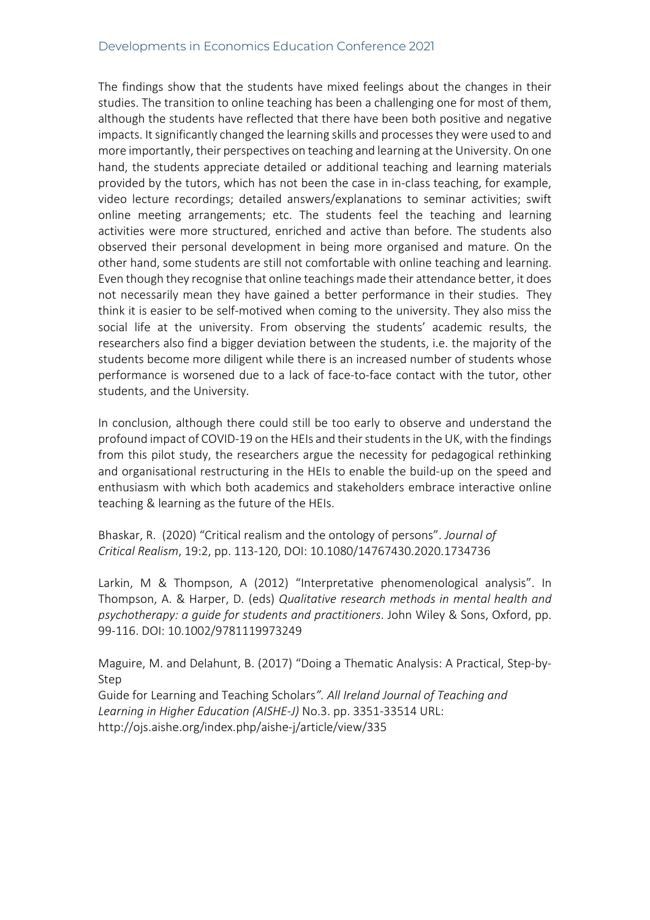The findings show that the students have mixed feelings about the changes in their studies. The transition to online teaching has been a challenging one for most of them, although the students have reflected that there have been both positive and negative impacts. It significantly changed the learning skills and processes they were used to and more importantly, their perspectives on teaching and learning at the University. On one hand, the students appreciate detailed or additional teaching and learning materials provided by the tutors, which has not been the case in in-class teaching, for example, video lecture recordings; detailed answers/explanations to seminar activities; swift online meeting arrangements; etc. The students feel the teaching and learning activities were more structured, enriched and active than before. The students also observed their personal development in being more organised and mature. On the other hand, some students are still not comfortable with online teaching and learning. Even though they recognise that online teachings made their attendance better, it does not necessarily mean they have gained a better performance in their studies. They think it is easier to be self-motived when coming to the university. They also miss the social life at the university. From observing the students' academic results, the researchers also find a bigger deviation between the students, i.e. the majority of the students become more diligent while there is an increased number of students whose performance is worsened due to a lack of face-to-face contact with the tutor, other students, and the University.

In conclusion, although there could still be too early to observe and understand the profound impact of COVID-19 on the HEIs and their students in the UK, with the findings from this pilot study, the researchers argue the necessity for pedagogical rethinking and organisational restructuring in the HEIs to enable the build-up on the speed and enthusiasm with which both academics and stakeholders embrace interactive online teaching & learning as the future of the HEIs.

Bhaskar, R. (2020) "Critical realism and the ontology of persons". *Journal of Critical Realism*, 19:2, pp. 113-120, DOI: 10.1080/14767430.2020.1734736

Larkin, M & Thompson, A (2012) "Interpretative phenomenological analysis". In Thompson, A. & Harper, D. (eds) *Qualitative research methods in mental health and psychotherapy: a guide for students and practitioners*. John Wiley & Sons, Oxford, pp. 99-116. DOI: 10.1002/9781119973249

Maguire, M. and Delahunt, B. (2017) "Doing a Thematic Analysis: A Practical, Step-by-Step
Guide for Learning and Teaching Scholars*". All Ireland Journal of Teaching and Learning in Higher Education (AISHE-J)* No.3. pp. 3351-33514 URL: http://ojs.aishe.org/index.php/aishe-j/article/view/335